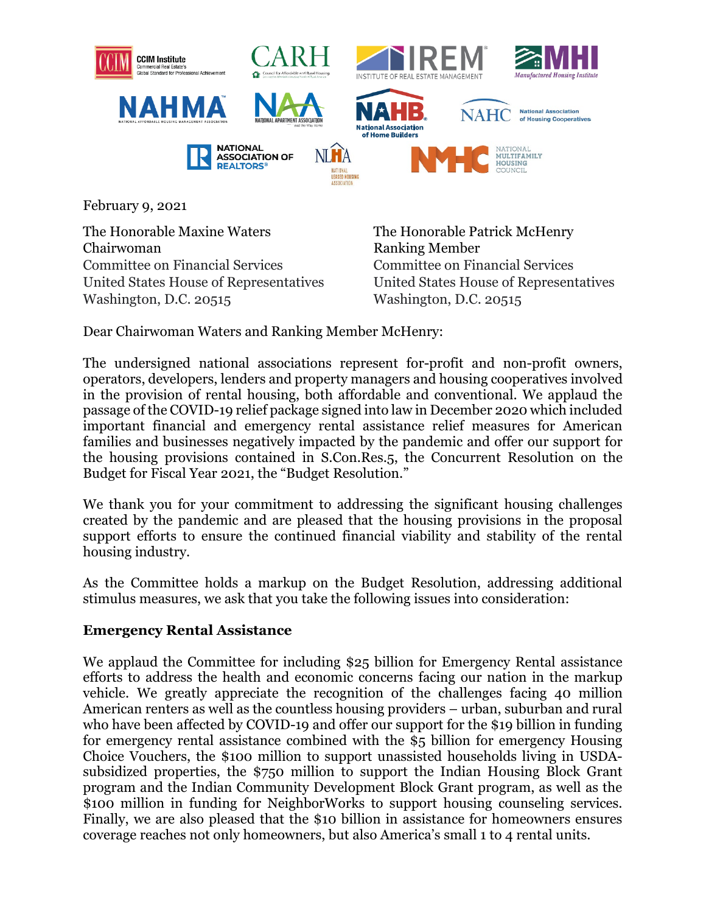February 9, 2021

The Honorable Maxine Waters
Chairwoman
Committee on Financial Services
United States House of Representatives
Washington, D.C. 20515

The Honorable Patrick McHenry
Ranking Member
Committee on Financial Services
United States House of Representatives
Washington, D.C. 20515

Dear Chairwoman Waters and Ranking Member McHenry:

The undersigned national associations represent for-profit and non-profit owners, operators, developers, lenders and property managers and housing cooperatives involved in the provision of rental housing, both affordable and conventional. We applaud the passage of the COVID-19 relief package signed into law in December 2020 which included important financial and emergency rental assistance relief measures for American families and businesses negatively impacted by the pandemic and offer our support for the housing provisions contained in S.Con.Res.5, the Concurrent Resolution on the Budget for Fiscal Year 2021, the "Budget Resolution."

We thank you for your commitment to addressing the significant housing challenges created by the pandemic and are pleased that the housing provisions in the proposal support efforts to ensure the continued financial viability and stability of the rental housing industry.

As the Committee holds a markup on the Budget Resolution, addressing additional stimulus measures, we ask that you take the following issues into consideration:

**Emergency Rental Assistance**

We applaud the Committee for including $25 billion for Emergency Rental assistance efforts to address the health and economic concerns facing our nation in the markup vehicle. We greatly appreciate the recognition of the challenges facing 40 million American renters as well as the countless housing providers – urban, suburban and rural who have been affected by COVID-19 and offer our support for the $19 billion in funding for emergency rental assistance combined with the $5 billion for emergency Housing Choice Vouchers, the $100 million to support unassisted households living in USDA-subsidized properties, the $750 million to support the Indian Housing Block Grant program and the Indian Community Development Block Grant program, as well as the $100 million in funding for NeighborWorks to support housing counseling services. Finally, we are also pleased that the $10 billion in assistance for homeowners ensures coverage reaches not only homeowners, but also America's small 1 to 4 rental units.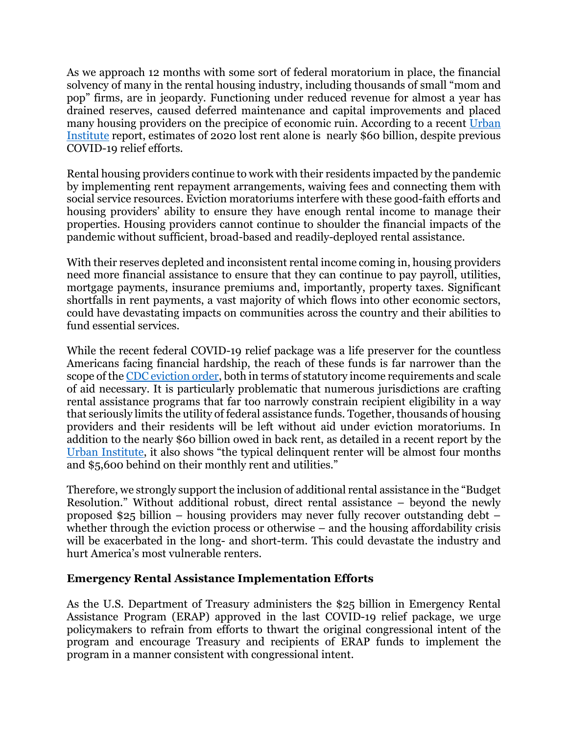As we approach 12 months with some sort of federal moratorium in place, the financial solvency of many in the rental housing industry, including thousands of small "mom and pop" firms, are in jeopardy. Functioning under reduced revenue for almost a year has drained reserves, caused deferred maintenance and capital improvements and placed many housing providers on the precipice of economic ruin. According to a recent [Urban Institute](#) report, estimates of 2020 lost rent alone is  nearly $60 billion, despite previous COVID-19 relief efforts.

Rental housing providers continue to work with their residents impacted by the pandemic by implementing rent repayment arrangements, waiving fees and connecting them with social service resources. Eviction moratoriums interfere with these good-faith efforts and housing providers' ability to ensure they have enough rental income to manage their properties. Housing providers cannot continue to shoulder the financial impacts of the pandemic without sufficient, broad-based and readily-deployed rental assistance.

With their reserves depleted and inconsistent rental income coming in, housing providers need more financial assistance to ensure that they can continue to pay payroll, utilities, mortgage payments, insurance premiums and, importantly, property taxes. Significant shortfalls in rent payments, a vast majority of which flows into other economic sectors, could have devastating impacts on communities across the country and their abilities to fund essential services.

While the recent federal COVID-19 relief package was a life preserver for the countless Americans facing financial hardship, the reach of these funds is far narrower than the scope of the [CDC eviction order](#), both in terms of statutory income requirements and scale of aid necessary. It is particularly problematic that numerous jurisdictions are crafting rental assistance programs that far too narrowly constrain recipient eligibility in a way that seriously limits the utility of federal assistance funds. Together, thousands of housing providers and their residents will be left without aid under eviction moratoriums. In addition to the nearly $60 billion owed in back rent, as detailed in a recent report by the [Urban Institute](#), it also shows "the typical delinquent renter will be almost four months and $5,600 behind on their monthly rent and utilities."

Therefore, we strongly support the inclusion of additional rental assistance in the "Budget Resolution." Without additional robust, direct rental assistance – beyond the newly proposed $25 billion – housing providers may never fully recover outstanding debt – whether through the eviction process or otherwise – and the housing affordability crisis will be exacerbated in the long- and short-term. This could devastate the industry and hurt America's most vulnerable renters.

**Emergency Rental Assistance Implementation Efforts**

As the U.S. Department of Treasury administers the $25 billion in Emergency Rental Assistance Program (ERAP) approved in the last COVID-19 relief package, we urge policymakers to refrain from efforts to thwart the original congressional intent of the program and encourage Treasury and recipients of ERAP funds to implement the program in a manner consistent with congressional intent.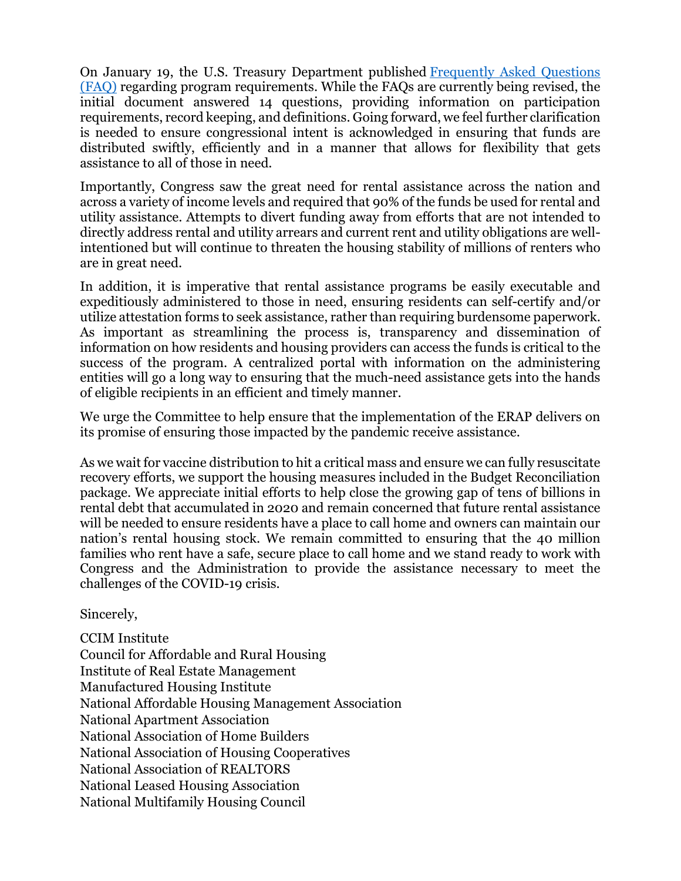On January 19, the U.S. Treasury Department published [Frequently Asked Questions (FAQ)]() regarding program requirements. While the FAQs are currently being revised, the initial document answered 14 questions, providing information on participation requirements, record keeping, and definitions. Going forward, we feel further clarification is needed to ensure congressional intent is acknowledged in ensuring that funds are distributed swiftly, efficiently and in a manner that allows for flexibility that gets assistance to all of those in need.

Importantly, Congress saw the great need for rental assistance across the nation and across a variety of income levels and required that 90% of the funds be used for rental and utility assistance. Attempts to divert funding away from efforts that are not intended to directly address rental and utility arrears and current rent and utility obligations are well-intentioned but will continue to threaten the housing stability of millions of renters who are in great need.

In addition, it is imperative that rental assistance programs be easily executable and expeditiously administered to those in need, ensuring residents can self-certify and/or utilize attestation forms to seek assistance, rather than requiring burdensome paperwork. As important as streamlining the process is, transparency and dissemination of information on how residents and housing providers can access the funds is critical to the success of the program. A centralized portal with information on the administering entities will go a long way to ensuring that the much-need assistance gets into the hands of eligible recipients in an efficient and timely manner.

We urge the Committee to help ensure that the implementation of the ERAP delivers on its promise of ensuring those impacted by the pandemic receive assistance.

As we wait for vaccine distribution to hit a critical mass and ensure we can fully resuscitate recovery efforts, we support the housing measures included in the Budget Reconciliation package. We appreciate initial efforts to help close the growing gap of tens of billions in rental debt that accumulated in 2020 and remain concerned that future rental assistance will be needed to ensure residents have a place to call home and owners can maintain our nation's rental housing stock. We remain committed to ensuring that the 40 million families who rent have a safe, secure place to call home and we stand ready to work with Congress and the Administration to provide the assistance necessary to meet the challenges of the COVID-19 crisis.

Sincerely,

CCIM Institute
Council for Affordable and Rural Housing
Institute of Real Estate Management
Manufactured Housing Institute
National Affordable Housing Management Association
National Apartment Association
National Association of Home Builders
National Association of Housing Cooperatives
National Association of REALTORS
National Leased Housing Association
National Multifamily Housing Council